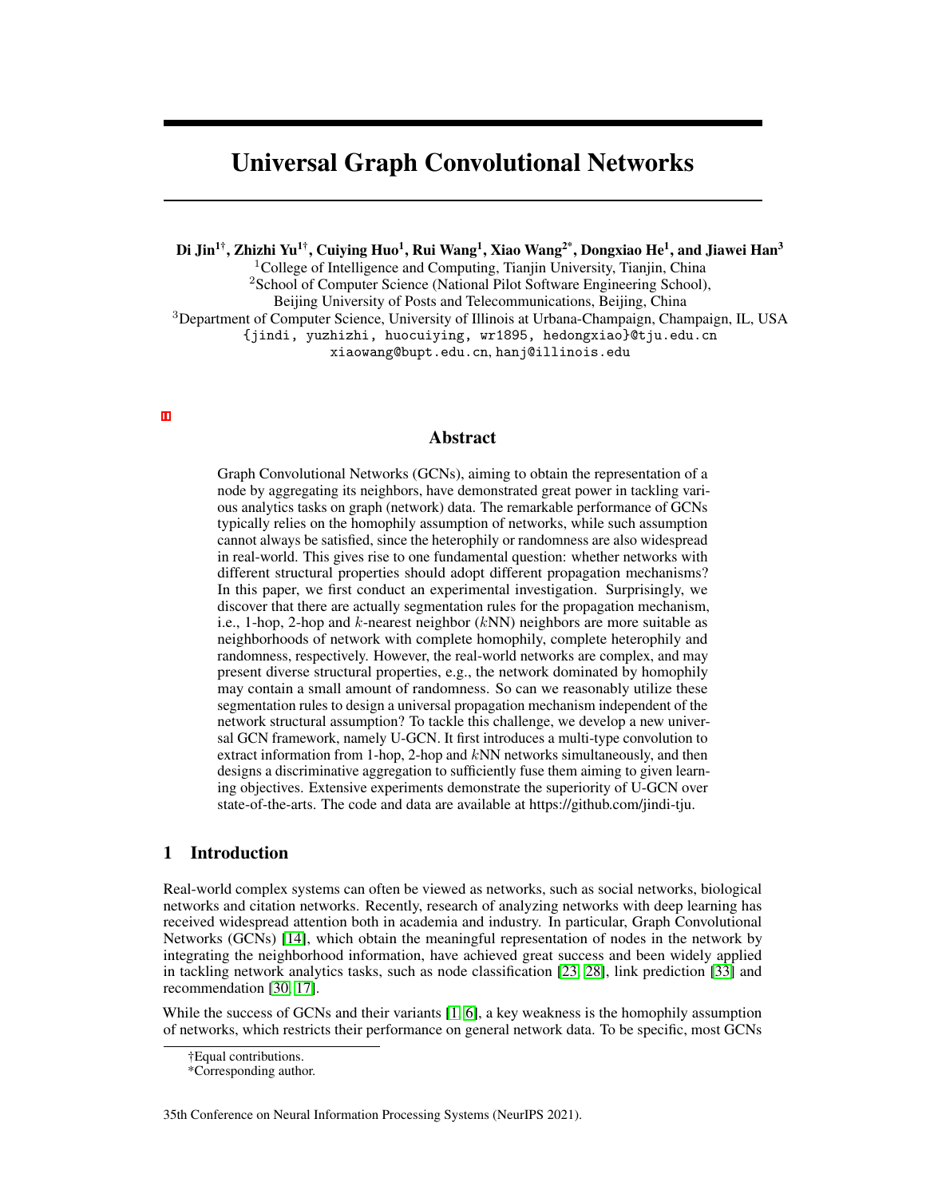# Universal Graph Convolutional Networks

**Di Jin[1†], Zhizhi Yu[1†], Cuiying Huo[1], Rui Wang[1], Xiao Wang[2*], Dongxiao He[1], and Jiawei Han[3]**

[1]College of Intelligence and Computing, Tianjin University, Tianjin, China
[2]School of Computer Science (National Pilot Software Engineering School), Beijing University of Posts and Telecommunications, Beijing, China
[3]Department of Computer Science, University of Illinois at Urbana-Champaign, Champaign, IL, USA
{jindi, yuzhizhi, huocuiying, wr1895, hedongxiao}@tju.edu.cn
xiaowang@bupt.edu.cn, hanj@illinois.edu

## Abstract

Graph Convolutional Networks (GCNs), aiming to obtain the representation of a node by aggregating its neighbors, have demonstrated great power in tackling various analytics tasks on graph (network) data. The remarkable performance of GCNs typically relies on the homophily assumption of networks, while such assumption cannot always be satisfied, since the heterophily or randomness are also widespread in real-world. This gives rise to one fundamental question: whether networks with different structural properties should adopt different propagation mechanisms? In this paper, we first conduct an experimental investigation. Surprisingly, we discover that there are actually segmentation rules for the propagation mechanism, i.e., 1-hop, 2-hop and $k$-nearest neighbor ($k$NN) neighbors are more suitable as neighborhoods of network with complete homophily, complete heterophily and randomness, respectively. However, the real-world networks are complex, and may present diverse structural properties, e.g., the network dominated by homophily may contain a small amount of randomness. So can we reasonably utilize these segmentation rules to design a universal propagation mechanism independent of the network structural assumption? To tackle this challenge, we develop a new universal GCN framework, namely U-GCN. It first introduces a multi-type convolution to extract information from 1-hop, 2-hop and $k$NN networks simultaneously, and then designs a discriminative aggregation to sufficiently fuse them aiming to given learning objectives. Extensive experiments demonstrate the superiority of U-GCN over state-of-the-arts. The code and data are available at https://github.com/jindi-tju.

## 1 Introduction

Real-world complex systems can often be viewed as networks, such as social networks, biological networks and citation networks. Recently, research of analyzing networks with deep learning has received widespread attention both in academia and industry. In particular, Graph Convolutional Networks (GCNs) [14], which obtain the meaningful representation of nodes in the network by integrating the neighborhood information, have achieved great success and been widely applied in tackling network analytics tasks, such as node classification [23, 28], link prediction [33] and recommendation [30, 17].

While the success of GCNs and their variants [1, 6], a key weakness is the homophily assumption of networks, which restricts their performance on general network data. To be specific, most GCNs

†Equal contributions.
*Corresponding author.

35th Conference on Neural Information Processing Systems (NeurIPS 2021).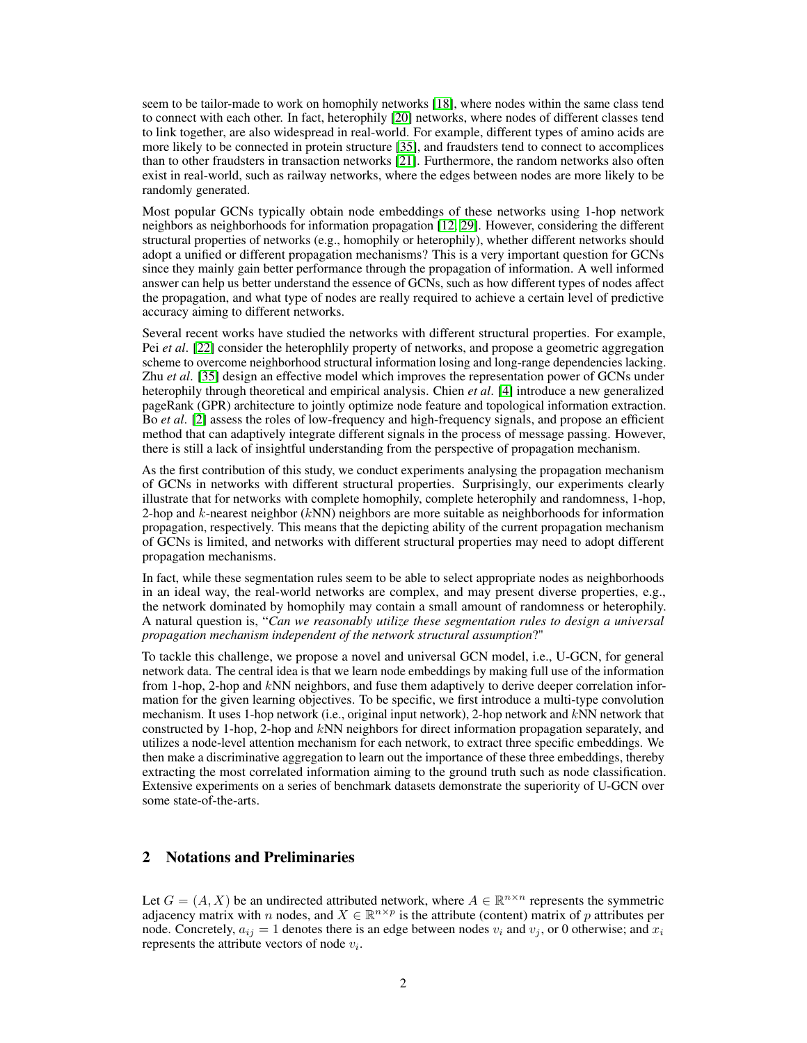seem to be tailor-made to work on homophily networks [18], where nodes within the same class tend to connect with each other. In fact, heterophily [20] networks, where nodes of different classes tend to link together, are also widespread in real-world. For example, different types of amino acids are more likely to be connected in protein structure [35], and fraudsters tend to connect to accomplices than to other fraudsters in transaction networks [21]. Furthermore, the random networks also often exist in real-world, such as railway networks, where the edges between nodes are more likely to be randomly generated.

Most popular GCNs typically obtain node embeddings of these networks using 1-hop network neighbors as neighborhoods for information propagation [12, 29]. However, considering the different structural properties of networks (e.g., homophily or heterophily), whether different networks should adopt a unified or different propagation mechanisms? This is a very important question for GCNs since they mainly gain better performance through the propagation of information. A well informed answer can help us better understand the essence of GCNs, such as how different types of nodes affect the propagation, and what type of nodes are really required to achieve a certain level of predictive accuracy aiming to different networks.

Several recent works have studied the networks with different structural properties. For example, Pei *et al*. [22] consider the heterophlily property of networks, and propose a geometric aggregation scheme to overcome neighborhood structural information losing and long-range dependencies lacking. Zhu *et al*. [35] design an effective model which improves the representation power of GCNs under heterophily through theoretical and empirical analysis. Chien *et al*. [4] introduce a new generalized pageRank (GPR) architecture to jointly optimize node feature and topological information extraction. Bo *et al*. [2] assess the roles of low-frequency and high-frequency signals, and propose an efficient method that can adaptively integrate different signals in the process of message passing. However, there is still a lack of insightful understanding from the perspective of propagation mechanism.

As the first contribution of this study, we conduct experiments analysing the propagation mechanism of GCNs in networks with different structural properties. Surprisingly, our experiments clearly illustrate that for networks with complete homophily, complete heterophily and randomness, 1-hop, 2-hop and $k$-nearest neighbor ($k$NN) neighbors are more suitable as neighborhoods for information propagation, respectively. This means that the depicting ability of the current propagation mechanism of GCNs is limited, and networks with different structural properties may need to adopt different propagation mechanisms.

In fact, while these segmentation rules seem to be able to select appropriate nodes as neighborhoods in an ideal way, the real-world networks are complex, and may present diverse properties, e.g., the network dominated by homophily may contain a small amount of randomness or heterophily. A natural question is, "*Can we reasonably utilize these segmentation rules to design a universal propagation mechanism independent of the network structural assumption*?"

To tackle this challenge, we propose a novel and universal GCN model, i.e., U-GCN, for general network data. The central idea is that we learn node embeddings by making full use of the information from 1-hop, 2-hop and $k$NN neighbors, and fuse them adaptively to derive deeper correlation information for the given learning objectives. To be specific, we first introduce a multi-type convolution mechanism. It uses 1-hop network (i.e., original input network), 2-hop network and $k$NN network that constructed by 1-hop, 2-hop and $k$NN neighbors for direct information propagation separately, and utilizes a node-level attention mechanism for each network, to extract three specific embeddings. We then make a discriminative aggregation to learn out the importance of these three embeddings, thereby extracting the most correlated information aiming to the ground truth such as node classification. Extensive experiments on a series of benchmark datasets demonstrate the superiority of U-GCN over some state-of-the-arts.

## 2 Notations and Preliminaries

Let $G = (A, X)$ be an undirected attributed network, where $A \in \mathbb{R}^{n \times n}$ represents the symmetric adjacency matrix with $n$ nodes, and $X \in \mathbb{R}^{n \times p}$ is the attribute (content) matrix of $p$ attributes per node. Concretely, $a_{ij} = 1$ denotes there is an edge between nodes $v_i$ and $v_j$, or 0 otherwise; and $x_i$ represents the attribute vectors of node $v_i$.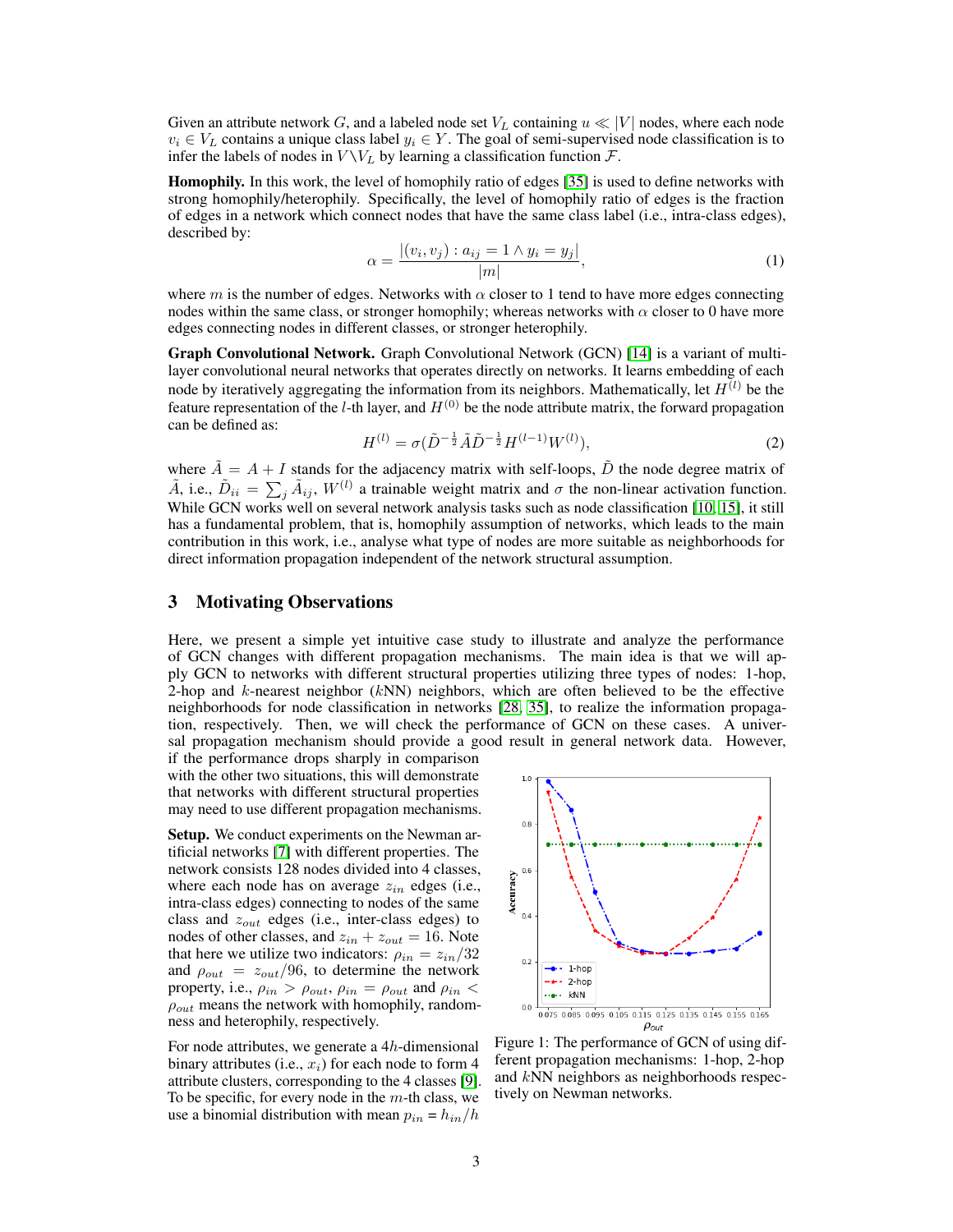Given an attribute network $G$, and a labeled node set $V_L$ containing $u \ll |V|$ nodes, where each node $v_i \in V_L$ contains a unique class label $y_i \in Y$. The goal of semi-supervised node classification is to infer the labels of nodes in $V \backslash V_L$ by learning a classification function $\mathcal{F}$.

**Homophily.** In this work, the level of homophily ratio of edges [35] is used to define networks with strong homophily/heterophily. Specifically, the level of homophily ratio of edges is the fraction of edges in a network which connect nodes that have the same class label (i.e., intra-class edges), described by:

$$\alpha = \frac{|(v_i, v_j) : a_{ij} = 1 \wedge y_i = y_j|}{|m|}, \tag{1}$$

where $m$ is the number of edges. Networks with $\alpha$ closer to 1 tend to have more edges connecting nodes within the same class, or stronger homophily; whereas networks with $\alpha$ closer to 0 have more edges connecting nodes in different classes, or stronger heterophily.

**Graph Convolutional Network.** Graph Convolutional Network (GCN) [14] is a variant of multi-layer convolutional neural networks that operates directly on networks. It learns embedding of each node by iteratively aggregating the information from its neighbors. Mathematically, let $H^{(l)}$ be the feature representation of the $l$-th layer, and $H^{(0)}$ be the node attribute matrix, the forward propagation can be defined as:

$$H^{(l)} = \sigma(\tilde{D}^{-\frac{1}{2}} \tilde{A} \tilde{D}^{-\frac{1}{2}} H^{(l-1)} W^{(l)}), \tag{2}$$

where $\tilde{A} = A + I$ stands for the adjacency matrix with self-loops, $\tilde{D}$ the node degree matrix of $\tilde{A}$, i.e., $\tilde{D}_{ii} = \sum_j \tilde{A}_{ij}$, $W^{(l)}$ a trainable weight matrix and $\sigma$ the non-linear activation function. While GCN works well on several network analysis tasks such as node classification [10, 15], it still has a fundamental problem, that is, homophily assumption of networks, which leads to the main contribution in this work, i.e., analyse what type of nodes are more suitable as neighborhoods for direct information propagation independent of the network structural assumption.

## 3 Motivating Observations

Here, we present a simple yet intuitive case study to illustrate and analyze the performance of GCN changes with different propagation mechanisms. The main idea is that we will apply GCN to networks with different structural properties utilizing three types of nodes: 1-hop, 2-hop and $k$-nearest neighbor ($k$NN) neighbors, which are often believed to be the effective neighborhoods for node classification in networks [28, 35], to realize the information propagation, respectively. Then, we will check the performance of GCN on these cases. A universal propagation mechanism should provide a good result in general network data. However, if the performance drops sharply in comparison with the other two situations, this will demonstrate that networks with different structural properties may need to use different propagation mechanisms.

**Setup.** We conduct experiments on the Newman artificial networks [7] with different properties. The network consists 128 nodes divided into 4 classes, where each node has on average $z_{in}$ edges (i.e., intra-class edges) connecting to nodes of the same class and $z_{out}$ edges (i.e., inter-class edges) to nodes of other classes, and $z_{in} + z_{out} = 16$. Note that here we utilize two indicators: $\rho_{in} = z_{in}/32$ and $\rho_{out} = z_{out}/96$, to determine the network property, i.e., $\rho_{in} > \rho_{out}$, $\rho_{in} = \rho_{out}$ and $\rho_{in} < \rho_{out}$ means the network with homophily, randomness and heterophily, respectively.

Figure 1: The performance of GCN of using different propagation mechanisms: 1-hop, 2-hop and $k$NN neighbors as neighborhoods respectively on Newman networks.

For node attributes, we generate a $4h$-dimensional binary attributes (i.e., $x_i$) for each node to form 4 attribute clusters, corresponding to the 4 classes [9]. To be specific, for every node in the $m$-th class, we use a binomial distribution with mean $p_{in} = h_{in}/h$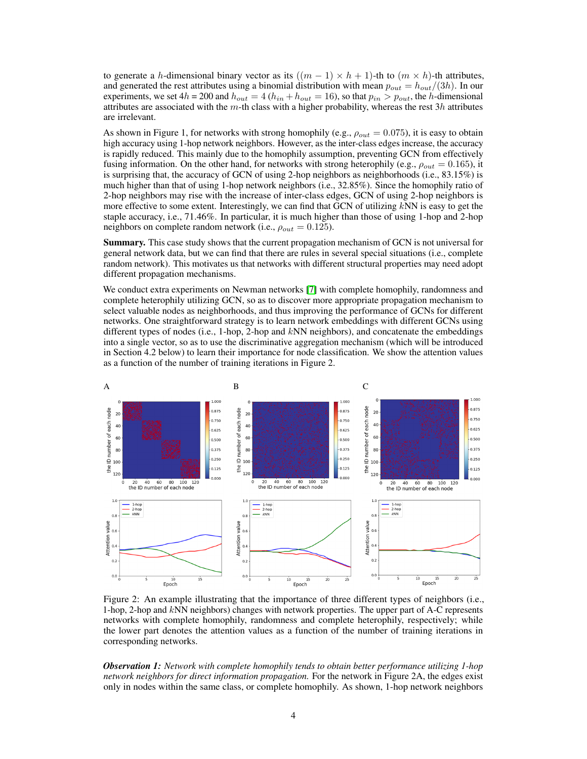to generate a $h$-dimensional binary vector as its $((m-1) \times h + 1)$-th to $(m \times h)$-th attributes, and generated the rest attributes using a binomial distribution with mean $p_{out} = h_{out}/(3h)$. In our experiments, we set $4h$ = 200 and $h_{out} = 4$ $(h_{in} + h_{out} = 16)$, so that $p_{in} > p_{out}$, the $h$-dimensional attributes are associated with the $m$-th class with a higher probability, whereas the rest $3h$ attributes are irrelevant.

As shown in Figure 1, for networks with strong homophily (e.g., $\rho_{out} = 0.075$), it is easy to obtain high accuracy using 1-hop network neighbors. However, as the inter-class edges increase, the accuracy is rapidly reduced. This mainly due to the homophily assumption, preventing GCN from effectively fusing information. On the other hand, for networks with strong heterophily (e.g., $\rho_{out} = 0.165$), it is surprising that, the accuracy of GCN of using 2-hop neighbors as neighborhoods (i.e., 83.15%) is much higher than that of using 1-hop network neighbors (i.e., 32.85%). Since the homophily ratio of 2-hop neighbors may rise with the increase of inter-class edges, GCN of using 2-hop neighbors is more effective to some extent. Interestingly, we can find that GCN of utilizing $k$NN is easy to get the staple accuracy, i.e., 71.46%. In particular, it is much higher than those of using 1-hop and 2-hop neighbors on complete random network (i.e., $\rho_{out} = 0.125$).

**Summary.** This case study shows that the current propagation mechanism of GCN is not universal for general network data, but we can find that there are rules in several special situations (i.e., complete random network). This motivates us that networks with different structural properties may need adopt different propagation mechanisms.

We conduct extra experiments on Newman networks [7] with complete homophily, randomness and complete heterophily utilizing GCN, so as to discover more appropriate propagation mechanism to select valuable nodes as neighborhoods, and thus improving the performance of GCNs for different networks. One straightforward strategy is to learn network embeddings with different GCNs using different types of nodes (i.e., 1-hop, 2-hop and $k$NN neighbors), and concatenate the embeddings into a single vector, so as to use the discriminative aggregation mechanism (which will be introduced in Section 4.2 below) to learn their importance for node classification. We show the attention values as a function of the number of training iterations in Figure 2.

Figure 2: An example illustrating that the importance of three different types of neighbors (i.e., 1-hop, 2-hop and $k$NN neighbors) changes with network properties. The upper part of A-C represents networks with complete homophily, randomness and complete heterophily, respectively; while the lower part denotes the attention values as a function of the number of training iterations in corresponding networks.

***Observation 1:*** *Network with complete homophily tends to obtain better performance utilizing 1-hop network neighbors for direct information propagation.* For the network in Figure 2A, the edges exist only in nodes within the same class, or complete homophily. As shown, 1-hop network neighbors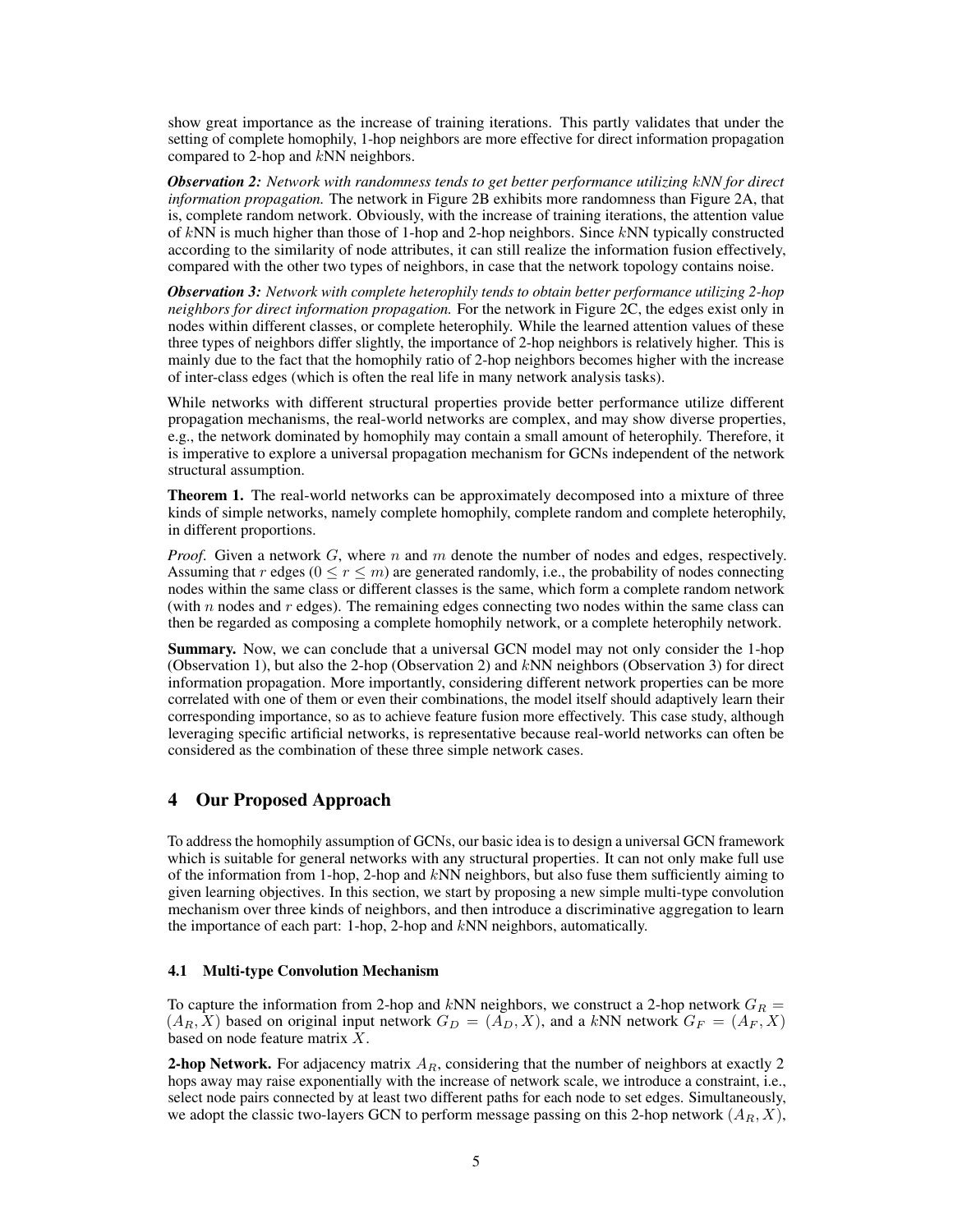show great importance as the increase of training iterations. This partly validates that under the setting of complete homophily, 1-hop neighbors are more effective for direct information propagation compared to 2-hop and $k$NN neighbors.

***Observation 2:*** *Network with randomness tends to get better performance utilizing kNN for direct information propagation.* The network in Figure 2B exhibits more randomness than Figure 2A, that is, complete random network. Obviously, with the increase of training iterations, the attention value of $k$NN is much higher than those of 1-hop and 2-hop neighbors. Since $k$NN typically constructed according to the similarity of node attributes, it can still realize the information fusion effectively, compared with the other two types of neighbors, in case that the network topology contains noise.

***Observation 3:*** *Network with complete heterophily tends to obtain better performance utilizing 2-hop neighbors for direct information propagation.* For the network in Figure 2C, the edges exist only in nodes within different classes, or complete heterophily. While the learned attention values of these three types of neighbors differ slightly, the importance of 2-hop neighbors is relatively higher. This is mainly due to the fact that the homophily ratio of 2-hop neighbors becomes higher with the increase of inter-class edges (which is often the real life in many network analysis tasks).

While networks with different structural properties provide better performance utilize different propagation mechanisms, the real-world networks are complex, and may show diverse properties, e.g., the network dominated by homophily may contain a small amount of heterophily. Therefore, it is imperative to explore a universal propagation mechanism for GCNs independent of the network structural assumption.

**Theorem 1.** The real-world networks can be approximately decomposed into a mixture of three kinds of simple networks, namely complete homophily, complete random and complete heterophily, in different proportions.

*Proof.* Given a network $G$, where $n$ and $m$ denote the number of nodes and edges, respectively. Assuming that $r$ edges ($0 \leq r \leq m$) are generated randomly, i.e., the probability of nodes connecting nodes within the same class or different classes is the same, which form a complete random network (with $n$ nodes and $r$ edges). The remaining edges connecting two nodes within the same class can then be regarded as composing a complete homophily network, or a complete heterophily network.

**Summary.** Now, we can conclude that a universal GCN model may not only consider the 1-hop (Observation 1), but also the 2-hop (Observation 2) and $k$NN neighbors (Observation 3) for direct information propagation. More importantly, considering different network properties can be more correlated with one of them or even their combinations, the model itself should adaptively learn their corresponding importance, so as to achieve feature fusion more effectively. This case study, although leveraging specific artificial networks, is representative because real-world networks can often be considered as the combination of these three simple network cases.

# 4 Our Proposed Approach

To address the homophily assumption of GCNs, our basic idea is to design a universal GCN framework which is suitable for general networks with any structural properties. It can not only make full use of the information from 1-hop, 2-hop and $k$NN neighbors, but also fuse them sufficiently aiming to given learning objectives. In this section, we start by proposing a new simple multi-type convolution mechanism over three kinds of neighbors, and then introduce a discriminative aggregation to learn the importance of each part: 1-hop, 2-hop and $k$NN neighbors, automatically.

## 4.1 Multi-type Convolution Mechanism

To capture the information from 2-hop and $k$NN neighbors, we construct a 2-hop network $G_R = (A_R, X)$ based on original input network $G_D = (A_D, X)$, and a $k$NN network $G_F = (A_F, X)$ based on node feature matrix $X$.

**2-hop Network.** For adjacency matrix $A_R$, considering that the number of neighbors at exactly 2 hops away may raise exponentially with the increase of network scale, we introduce a constraint, i.e., select node pairs connected by at least two different paths for each node to set edges. Simultaneously, we adopt the classic two-layers GCN to perform message passing on this 2-hop network $(A_R, X)$,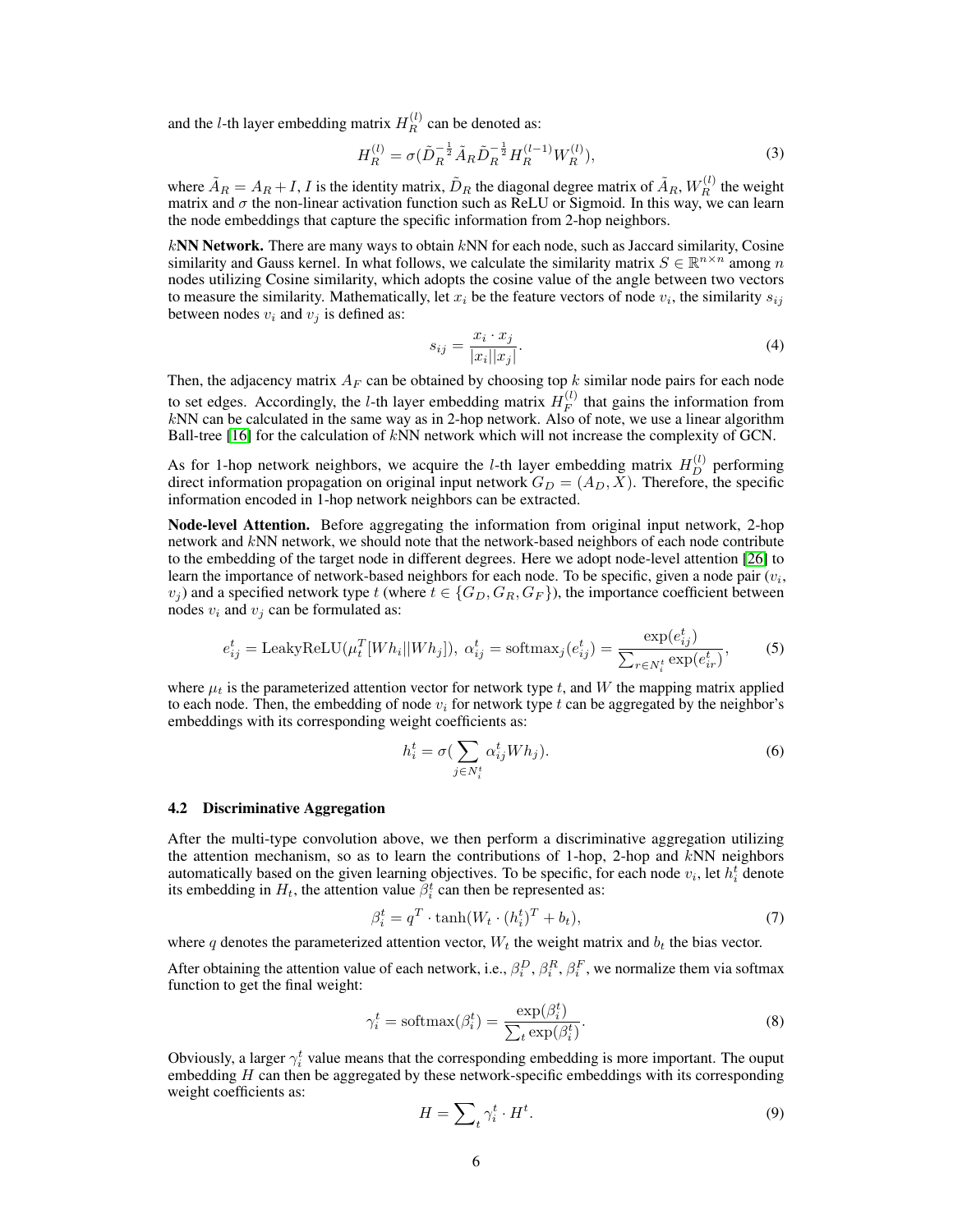and the $l$-th layer embedding matrix $H_R^{(l)}$ can be denoted as:

$$H_R^{(l)} = \sigma(\tilde{D}_R^{-\frac{1}{2}} \tilde{A}_R \tilde{D}_R^{-\frac{1}{2}} H_R^{(l-1)} W_R^{(l)}), \tag{3}$$

where $\tilde{A}_R = A_R + I$, $I$ is the identity matrix, $\tilde{D}_R$ the diagonal degree matrix of $\tilde{A}_R$, $W_R^{(l)}$ the weight matrix and $\sigma$ the non-linear activation function such as ReLU or Sigmoid. In this way, we can learn the node embeddings that capture the specific information from 2-hop neighbors.

**$k$NN Network.** There are many ways to obtain $k$NN for each node, such as Jaccard similarity, Cosine similarity and Gauss kernel. In what follows, we calculate the similarity matrix $S \in \mathbb{R}^{n \times n}$ among $n$ nodes utilizing Cosine similarity, which adopts the cosine value of the angle between two vectors to measure the similarity. Mathematically, let $x_i$ be the feature vectors of node $v_i$, the similarity $s_{ij}$ between nodes $v_i$ and $v_j$ is defined as:

$$s_{ij} = \frac{x_i \cdot x_j}{|x_i||x_j|}. \tag{4}$$

Then, the adjacency matrix $A_F$ can be obtained by choosing top $k$ similar node pairs for each node to set edges. Accordingly, the $l$-th layer embedding matrix $H_F^{(l)}$ that gains the information from $k$NN can be calculated in the same way as in 2-hop network. Also of note, we use a linear algorithm Ball-tree [16] for the calculation of $k$NN network which will not increase the complexity of GCN.

As for 1-hop network neighbors, we acquire the $l$-th layer embedding matrix $H_D^{(l)}$ performing direct information propagation on original input network $G_D = (A_D, X)$. Therefore, the specific information encoded in 1-hop network neighbors can be extracted.

**Node-level Attention.** Before aggregating the information from original input network, 2-hop network and $k$NN network, we should note that the network-based neighbors of each node contribute to the embedding of the target node in different degrees. Here we adopt node-level attention [26] to learn the importance of network-based neighbors for each node. To be specific, given a node pair ($v_i$, $v_j$) and a specified network type $t$ (where $t \in \{G_D, G_R, G_F\}$), the importance coefficient between nodes $v_i$ and $v_j$ can be formulated as:

$$e_{ij}^t = \text{LeakyReLU}(\mu_t^T [W h_i || W h_j]),\ \alpha_{ij}^t = \text{softmax}_j(e_{ij}^t) = \frac{\exp(e_{ij}^t)}{\sum_{r \in N_i^t} \exp(e_{ir}^t)}, \tag{5}$$

where $\mu_t$ is the parameterized attention vector for network type $t$, and $W$ the mapping matrix applied to each node. Then, the embedding of node $v_i$ for network type $t$ can be aggregated by the neighbor's embeddings with its corresponding weight coefficients as:

$$h_i^t = \sigma(\sum_{j \in N_i^t} \alpha_{ij}^t W h_j). \tag{6}$$

### 4.2 Discriminative Aggregation

After the multi-type convolution above, we then perform a discriminative aggregation utilizing the attention mechanism, so as to learn the contributions of 1-hop, 2-hop and $k$NN neighbors automatically based on the given learning objectives. To be specific, for each node $v_i$, let $h_i^t$ denote its embedding in $H_t$, the attention value $\beta_i^t$ can then be represented as:

$$\beta_i^t = q^T \cdot \tanh(W_t \cdot (h_i^t)^T + b_t), \tag{7}$$

where $q$ denotes the parameterized attention vector, $W_t$ the weight matrix and $b_t$ the bias vector.

After obtaining the attention value of each network, i.e., $\beta_i^D$, $\beta_i^R$, $\beta_i^F$, we normalize them via softmax function to get the final weight:

$$\gamma_i^t = \text{softmax}(\beta_i^t) = \frac{\exp(\beta_i^t)}{\sum_t \exp(\beta_i^t)}. \tag{8}$$

Obviously, a larger $\gamma_i^t$ value means that the corresponding embedding is more important. The ouput embedding $H$ can then be aggregated by these network-specific embeddings with its corresponding weight coefficients as:

$$H = \sum\nolimits_t \gamma_i^t \cdot H^t. \tag{9}$$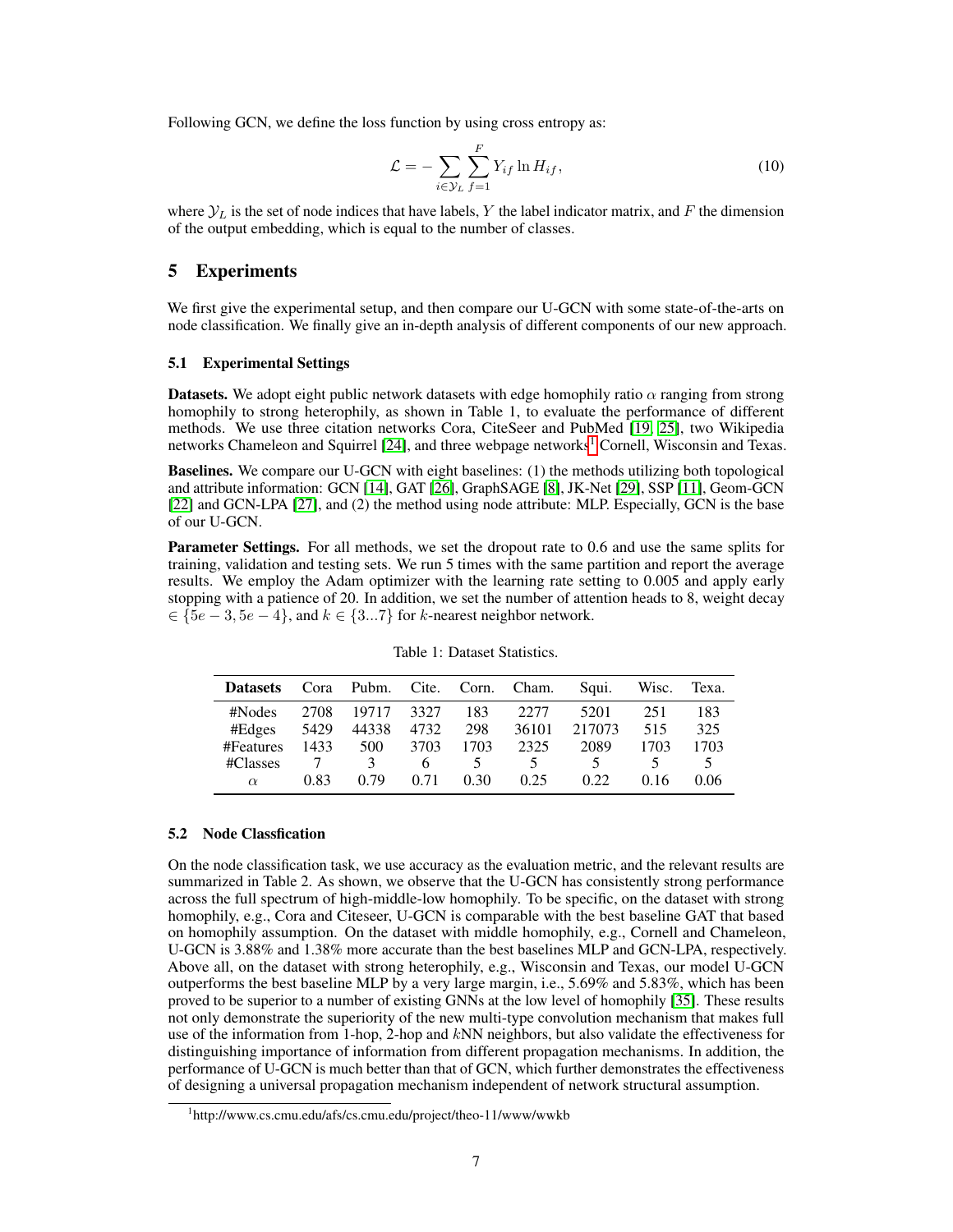Following GCN, we define the loss function by using cross entropy as:

$$\mathcal{L} = -\sum_{i \in \mathcal{Y}_L} \sum_{f=1}^{F} Y_{if} \ln H_{if}, \tag{10}$$

where $\mathcal{Y}_L$ is the set of node indices that have labels, $Y$ the label indicator matrix, and $F$ the dimension of the output embedding, which is equal to the number of classes.

## 5 Experiments

We first give the experimental setup, and then compare our U-GCN with some state-of-the-arts on node classification. We finally give an in-depth analysis of different components of our new approach.

### 5.1 Experimental Settings

**Datasets.** We adopt eight public network datasets with edge homophily ratio $\alpha$ ranging from strong homophily to strong heterophily, as shown in Table 1, to evaluate the performance of different methods. We use three citation networks Cora, CiteSeer and PubMed [19, 25], two Wikipedia networks Chameleon and Squirrel [24], and three webpage networks[1] Cornell, Wisconsin and Texas.

**Baselines.** We compare our U-GCN with eight baselines: (1) the methods utilizing both topological and attribute information: GCN [14], GAT [26], GraphSAGE [8], JK-Net [29], SSP [11], Geom-GCN [22] and GCN-LPA [27], and (2) the method using node attribute: MLP. Especially, GCN is the base of our U-GCN.

**Parameter Settings.** For all methods, we set the dropout rate to 0.6 and use the same splits for training, validation and testing sets. We run 5 times with the same partition and report the average results. We employ the Adam optimizer with the learning rate setting to 0.005 and apply early stopping with a patience of 20. In addition, we set the number of attention heads to 8, weight decay $\in \{5e-3, 5e-4\}$, and $k \in \{3...7\}$ for $k$-nearest neighbor network.

Table 1: Dataset Statistics.

| **Datasets** | Cora | Pubm. | Cite. | Corn. | Cham. | Squi. | Wisc. | Texa. |
|---|---|---|---|---|---|---|---|---|
| #Nodes | 2708 | 19717 | 3327 | 183 | 2277 | 5201 | 251 | 183 |
| #Edges | 5429 | 44338 | 4732 | 298 | 36101 | 217073 | 515 | 325 |
| #Features | 1433 | 500 | 3703 | 1703 | 2325 | 2089 | 1703 | 1703 |
| #Classes | 7 | 3 | 6 | 5 | 5 | 5 | 5 | 5 |
| $\alpha$ | 0.83 | 0.79 | 0.71 | 0.30 | 0.25 | 0.22 | 0.16 | 0.06 |

### 5.2 Node Classfication

On the node classification task, we use accuracy as the evaluation metric, and the relevant results are summarized in Table 2. As shown, we observe that the U-GCN has consistently strong performance across the full spectrum of high-middle-low homophily. To be specific, on the dataset with strong homophily, e.g., Cora and Citeseer, U-GCN is comparable with the best baseline GAT that based on homophily assumption. On the dataset with middle homophily, e.g., Cornell and Chameleon, U-GCN is 3.88% and 1.38% more accurate than the best baselines MLP and GCN-LPA, respectively. Above all, on the dataset with strong heterophily, e.g., Wisconsin and Texas, our model U-GCN outperforms the best baseline MLP by a very large margin, i.e., 5.69% and 5.83%, which has been proved to be superior to a number of existing GNNs at the low level of homophily [35]. These results not only demonstrate the superiority of the new multi-type convolution mechanism that makes full use of the information from 1-hop, 2-hop and $k$NN neighbors, but also validate the effectiveness for distinguishing importance of information from different propagation mechanisms. In addition, the performance of U-GCN is much better than that of GCN, which further demonstrates the effectiveness of designing a universal propagation mechanism independent of network structural assumption.

[1] http://www.cs.cmu.edu/afs/cs.cmu.edu/project/theo-11/www/wwkb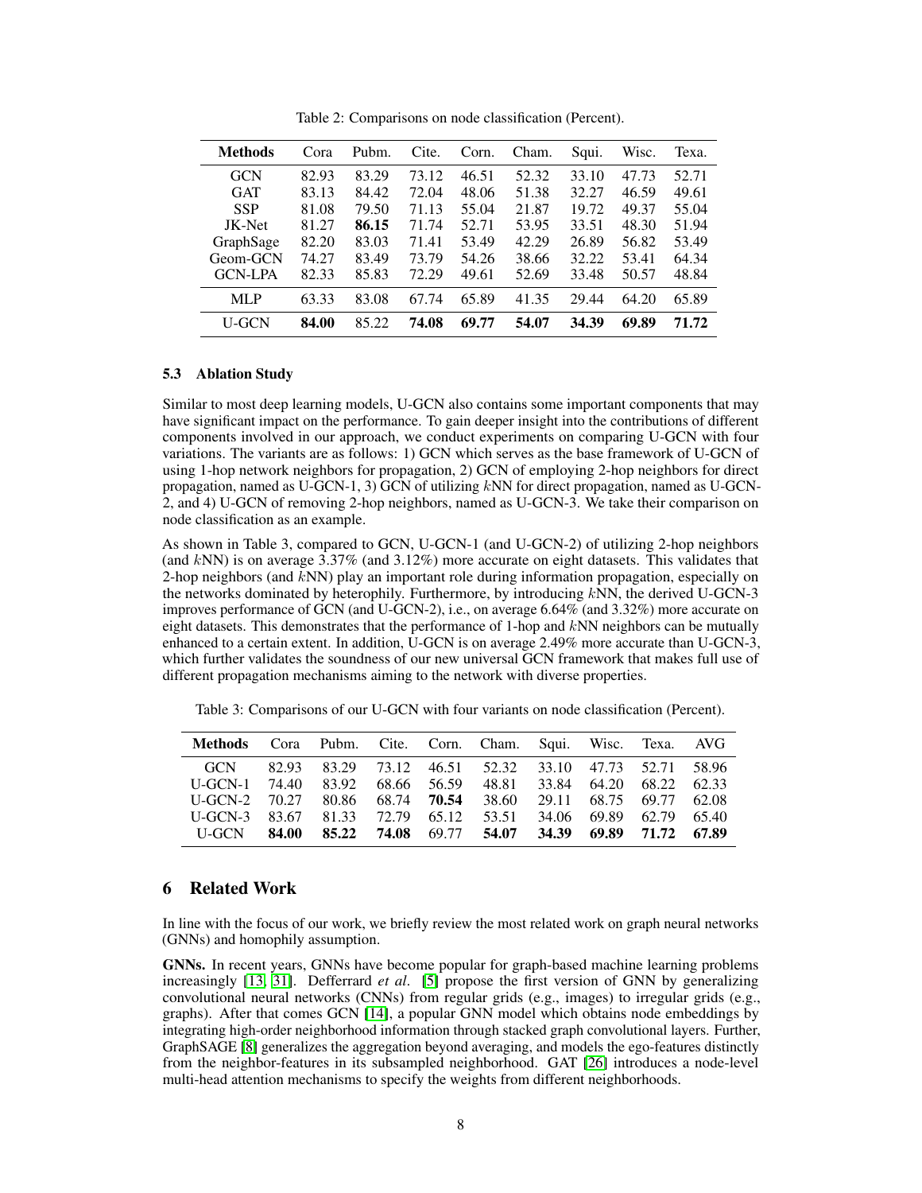Table 2: Comparisons on node classification (Percent).

| Methods | Cora | Pubm. | Cite. | Corn. | Cham. | Squi. | Wisc. | Texa. |
|---|---|---|---|---|---|---|---|---|
| GCN | 82.93 | 83.29 | 73.12 | 46.51 | 52.32 | 33.10 | 47.73 | 52.71 |
| GAT | 83.13 | 84.42 | 72.04 | 48.06 | 51.38 | 32.27 | 46.59 | 49.61 |
| SSP | 81.08 | 79.50 | 71.13 | 55.04 | 21.87 | 19.72 | 49.37 | 55.04 |
| JK-Net | 81.27 | **86.15** | 71.74 | 52.71 | 53.95 | 33.51 | 48.30 | 51.94 |
| GraphSage | 82.20 | 83.03 | 71.41 | 53.49 | 42.29 | 26.89 | 56.82 | 53.49 |
| Geom-GCN | 74.27 | 83.49 | 73.79 | 54.26 | 38.66 | 32.22 | 53.41 | 64.34 |
| GCN-LPA | 82.33 | 85.83 | 72.29 | 49.61 | 52.69 | 33.48 | 50.57 | 48.84 |
| MLP | 63.33 | 83.08 | 67.74 | 65.89 | 41.35 | 29.44 | 64.20 | 65.89 |
| U-GCN | **84.00** | 85.22 | **74.08** | **69.77** | **54.07** | **34.39** | **69.89** | **71.72** |

### 5.3 Ablation Study

Similar to most deep learning models, U-GCN also contains some important components that may have significant impact on the performance. To gain deeper insight into the contributions of different components involved in our approach, we conduct experiments on comparing U-GCN with four variations. The variants are as follows: 1) GCN which serves as the base framework of U-GCN of using 1-hop network neighbors for propagation, 2) GCN of employing 2-hop neighbors for direct propagation, named as U-GCN-1, 3) GCN of utilizing $k$NN for direct propagation, named as U-GCN-2, and 4) U-GCN of removing 2-hop neighbors, named as U-GCN-3. We take their comparison on node classification as an example.

As shown in Table 3, compared to GCN, U-GCN-1 (and U-GCN-2) of utilizing 2-hop neighbors (and $k$NN) is on average 3.37% (and 3.12%) more accurate on eight datasets. This validates that 2-hop neighbors (and $k$NN) play an important role during information propagation, especially on the networks dominated by heterophily. Furthermore, by introducing $k$NN, the derived U-GCN-3 improves performance of GCN (and U-GCN-2), i.e., on average 6.64% (and 3.32%) more accurate on eight datasets. This demonstrates that the performance of 1-hop and $k$NN neighbors can be mutually enhanced to a certain extent. In addition, U-GCN is on average 2.49% more accurate than U-GCN-3, which further validates the soundness of our new universal GCN framework that makes full use of different propagation mechanisms aiming to the network with diverse properties.

Table 3: Comparisons of our U-GCN with four variants on node classification (Percent).

| Methods | Cora | Pubm. | Cite. | Corn. | Cham. | Squi. | Wisc. | Texa. | AVG |
|---|---|---|---|---|---|---|---|---|---|
| GCN | 82.93 | 83.29 | 73.12 | 46.51 | 52.32 | 33.10 | 47.73 | 52.71 | 58.96 |
| U-GCN-1 | 74.40 | 83.92 | 68.66 | 56.59 | 48.81 | 33.84 | 64.20 | 68.22 | 62.33 |
| U-GCN-2 | 70.27 | 80.86 | 68.74 | **70.54** | 38.60 | 29.11 | 68.75 | 69.77 | 62.08 |
| U-GCN-3 | 83.67 | 81.33 | 72.79 | 65.12 | 53.51 | 34.06 | 69.89 | 62.79 | 65.40 |
| U-GCN | **84.00** | **85.22** | **74.08** | 69.77 | **54.07** | **34.39** | **69.89** | **71.72** | **67.89** |

## 6 Related Work

In line with the focus of our work, we briefly review the most related work on graph neural networks (GNNs) and homophily assumption.

**GNNs.** In recent years, GNNs have become popular for graph-based machine learning problems increasingly [13, 31]. Defferrard *et al*. [5] propose the first version of GNN by generalizing convolutional neural networks (CNNs) from regular grids (e.g., images) to irregular grids (e.g., graphs). After that comes GCN [14], a popular GNN model which obtains node embeddings by integrating high-order neighborhood information through stacked graph convolutional layers. Further, GraphSAGE [8] generalizes the aggregation beyond averaging, and models the ego-features distinctly from the neighbor-features in its subsampled neighborhood. GAT [26] introduces a node-level multi-head attention mechanisms to specify the weights from different neighborhoods.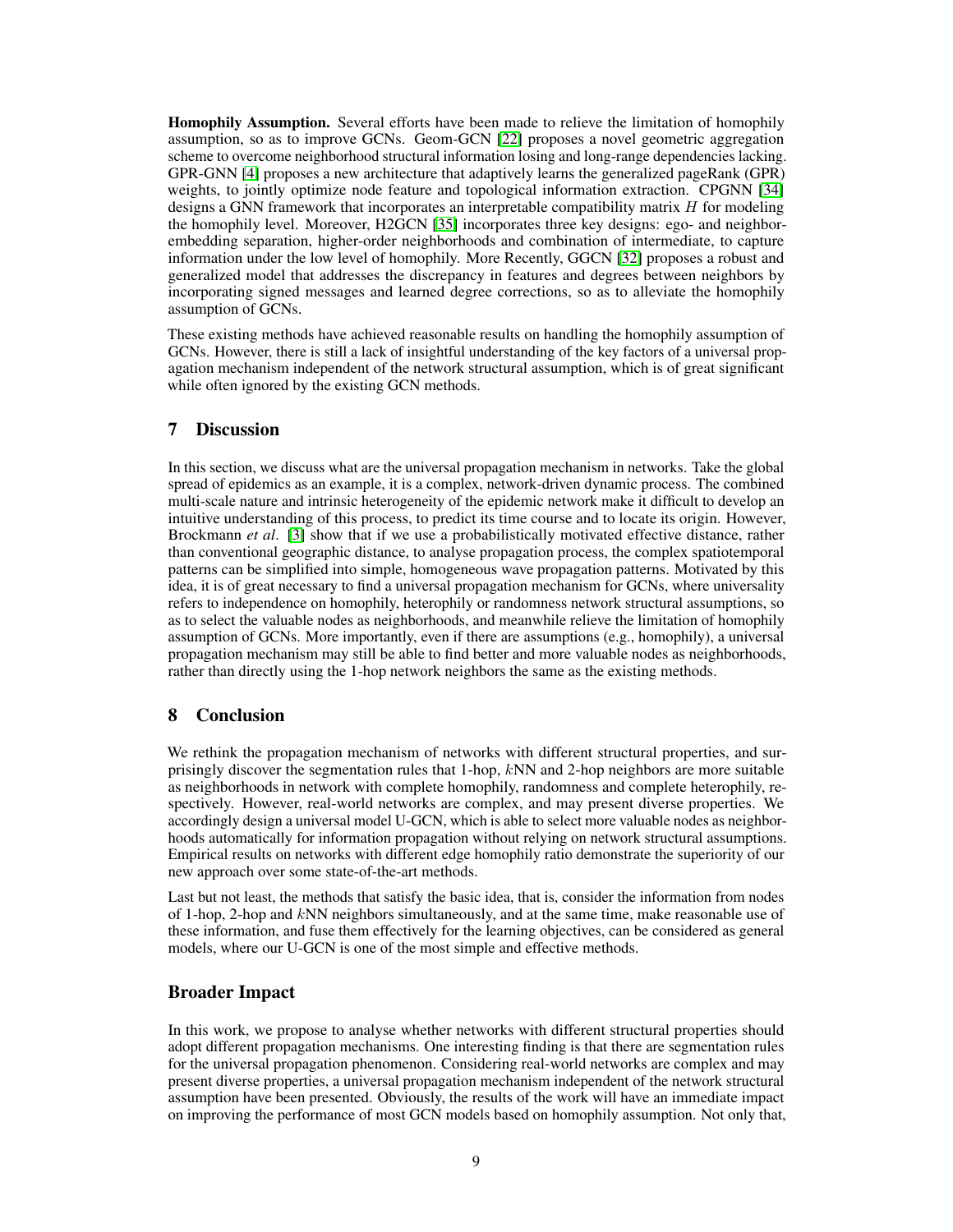**Homophily Assumption.** Several efforts have been made to relieve the limitation of homophily assumption, so as to improve GCNs. Geom-GCN [22] proposes a novel geometric aggregation scheme to overcome neighborhood structural information losing and long-range dependencies lacking. GPR-GNN [4] proposes a new architecture that adaptively learns the generalized pageRank (GPR) weights, to jointly optimize node feature and topological information extraction. CPGNN [34] designs a GNN framework that incorporates an interpretable compatibility matrix $H$ for modeling the homophily level. Moreover, H2GCN [35] incorporates three key designs: ego- and neighbor-embedding separation, higher-order neighborhoods and combination of intermediate, to capture information under the low level of homophily. More Recently, GGCN [32] proposes a robust and generalized model that addresses the discrepancy in features and degrees between neighbors by incorporating signed messages and learned degree corrections, so as to alleviate the homophily assumption of GCNs.

These existing methods have achieved reasonable results on handling the homophily assumption of GCNs. However, there is still a lack of insightful understanding of the key factors of a universal propagation mechanism independent of the network structural assumption, which is of great significant while often ignored by the existing GCN methods.

## 7 Discussion

In this section, we discuss what are the universal propagation mechanism in networks. Take the global spread of epidemics as an example, it is a complex, network-driven dynamic process. The combined multi-scale nature and intrinsic heterogeneity of the epidemic network make it difficult to develop an intuitive understanding of this process, to predict its time course and to locate its origin. However, Brockmann *et al*. [3] show that if we use a probabilistically motivated effective distance, rather than conventional geographic distance, to analyse propagation process, the complex spatiotemporal patterns can be simplified into simple, homogeneous wave propagation patterns. Motivated by this idea, it is of great necessary to find a universal propagation mechanism for GCNs, where universality refers to independence on homophily, heterophily or randomness network structural assumptions, so as to select the valuable nodes as neighborhoods, and meanwhile relieve the limitation of homophily assumption of GCNs. More importantly, even if there are assumptions (e.g., homophily), a universal propagation mechanism may still be able to find better and more valuable nodes as neighborhoods, rather than directly using the 1-hop network neighbors the same as the existing methods.

## 8 Conclusion

We rethink the propagation mechanism of networks with different structural properties, and surprisingly discover the segmentation rules that 1-hop, $k$NN and 2-hop neighbors are more suitable as neighborhoods in network with complete homophily, randomness and complete heterophily, respectively. However, real-world networks are complex, and may present diverse properties. We accordingly design a universal model U-GCN, which is able to select more valuable nodes as neighborhoods automatically for information propagation without relying on network structural assumptions. Empirical results on networks with different edge homophily ratio demonstrate the superiority of our new approach over some state-of-the-art methods.

Last but not least, the methods that satisfy the basic idea, that is, consider the information from nodes of 1-hop, 2-hop and $k$NN neighbors simultaneously, and at the same time, make reasonable use of these information, and fuse them effectively for the learning objectives, can be considered as general models, where our U-GCN is one of the most simple and effective methods.

## Broader Impact

In this work, we propose to analyse whether networks with different structural properties should adopt different propagation mechanisms. One interesting finding is that there are segmentation rules for the universal propagation phenomenon. Considering real-world networks are complex and may present diverse properties, a universal propagation mechanism independent of the network structural assumption have been presented. Obviously, the results of the work will have an immediate impact on improving the performance of most GCN models based on homophily assumption. Not only that,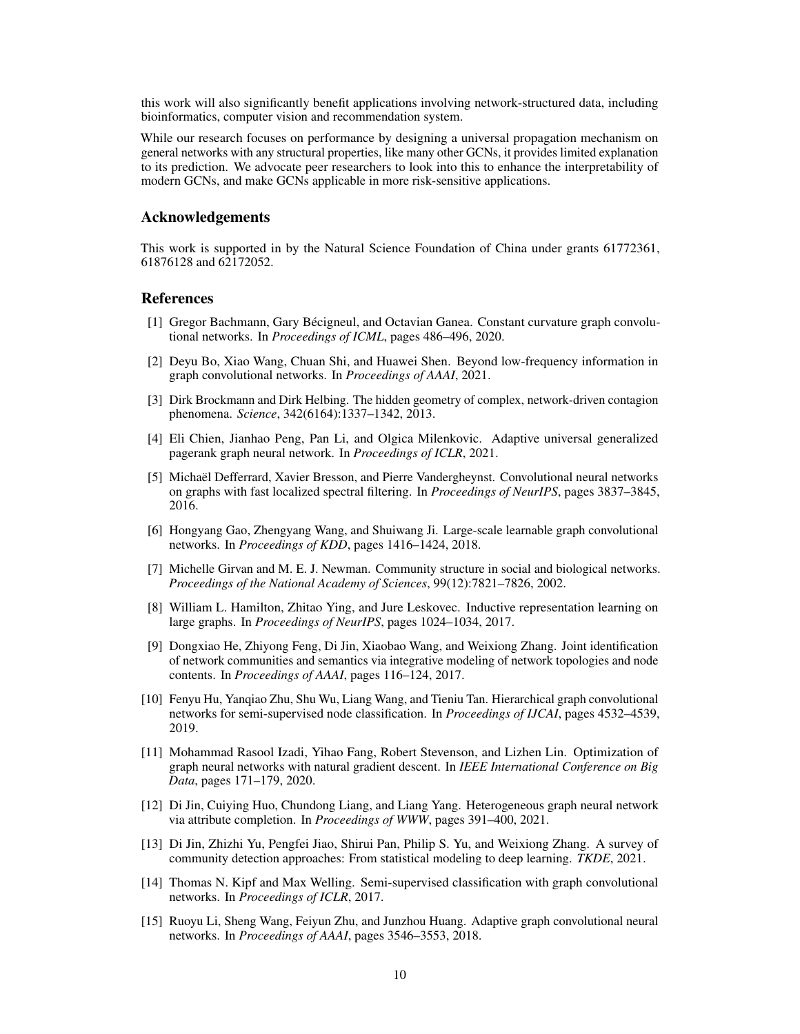this work will also significantly benefit applications involving network-structured data, including bioinformatics, computer vision and recommendation system.

While our research focuses on performance by designing a universal propagation mechanism on general networks with any structural properties, like many other GCNs, it provides limited explanation to its prediction. We advocate peer researchers to look into this to enhance the interpretability of modern GCNs, and make GCNs applicable in more risk-sensitive applications.

## Acknowledgements

This work is supported in by the Natural Science Foundation of China under grants 61772361, 61876128 and 62172052.

## References

[1] Gregor Bachmann, Gary Bécigneul, and Octavian Ganea. Constant curvature graph convolutional networks. In *Proceedings of ICML*, pages 486–496, 2020.

[2] Deyu Bo, Xiao Wang, Chuan Shi, and Huawei Shen. Beyond low-frequency information in graph convolutional networks. In *Proceedings of AAAI*, 2021.

[3] Dirk Brockmann and Dirk Helbing. The hidden geometry of complex, network-driven contagion phenomena. *Science*, 342(6164):1337–1342, 2013.

[4] Eli Chien, Jianhao Peng, Pan Li, and Olgica Milenkovic. Adaptive universal generalized pagerank graph neural network. In *Proceedings of ICLR*, 2021.

[5] Michaël Defferrard, Xavier Bresson, and Pierre Vandergheynst. Convolutional neural networks on graphs with fast localized spectral filtering. In *Proceedings of NeurIPS*, pages 3837–3845, 2016.

[6] Hongyang Gao, Zhengyang Wang, and Shuiwang Ji. Large-scale learnable graph convolutional networks. In *Proceedings of KDD*, pages 1416–1424, 2018.

[7] Michelle Girvan and M. E. J. Newman. Community structure in social and biological networks. *Proceedings of the National Academy of Sciences*, 99(12):7821–7826, 2002.

[8] William L. Hamilton, Zhitao Ying, and Jure Leskovec. Inductive representation learning on large graphs. In *Proceedings of NeurIPS*, pages 1024–1034, 2017.

[9] Dongxiao He, Zhiyong Feng, Di Jin, Xiaobao Wang, and Weixiong Zhang. Joint identification of network communities and semantics via integrative modeling of network topologies and node contents. In *Proceedings of AAAI*, pages 116–124, 2017.

[10] Fenyu Hu, Yanqiao Zhu, Shu Wu, Liang Wang, and Tieniu Tan. Hierarchical graph convolutional networks for semi-supervised node classification. In *Proceedings of IJCAI*, pages 4532–4539, 2019.

[11] Mohammad Rasool Izadi, Yihao Fang, Robert Stevenson, and Lizhen Lin. Optimization of graph neural networks with natural gradient descent. In *IEEE International Conference on Big Data*, pages 171–179, 2020.

[12] Di Jin, Cuiying Huo, Chundong Liang, and Liang Yang. Heterogeneous graph neural network via attribute completion. In *Proceedings of WWW*, pages 391–400, 2021.

[13] Di Jin, Zhizhi Yu, Pengfei Jiao, Shirui Pan, Philip S. Yu, and Weixiong Zhang. A survey of community detection approaches: From statistical modeling to deep learning. *TKDE*, 2021.

[14] Thomas N. Kipf and Max Welling. Semi-supervised classification with graph convolutional networks. In *Proceedings of ICLR*, 2017.

[15] Ruoyu Li, Sheng Wang, Feiyun Zhu, and Junzhou Huang. Adaptive graph convolutional neural networks. In *Proceedings of AAAI*, pages 3546–3553, 2018.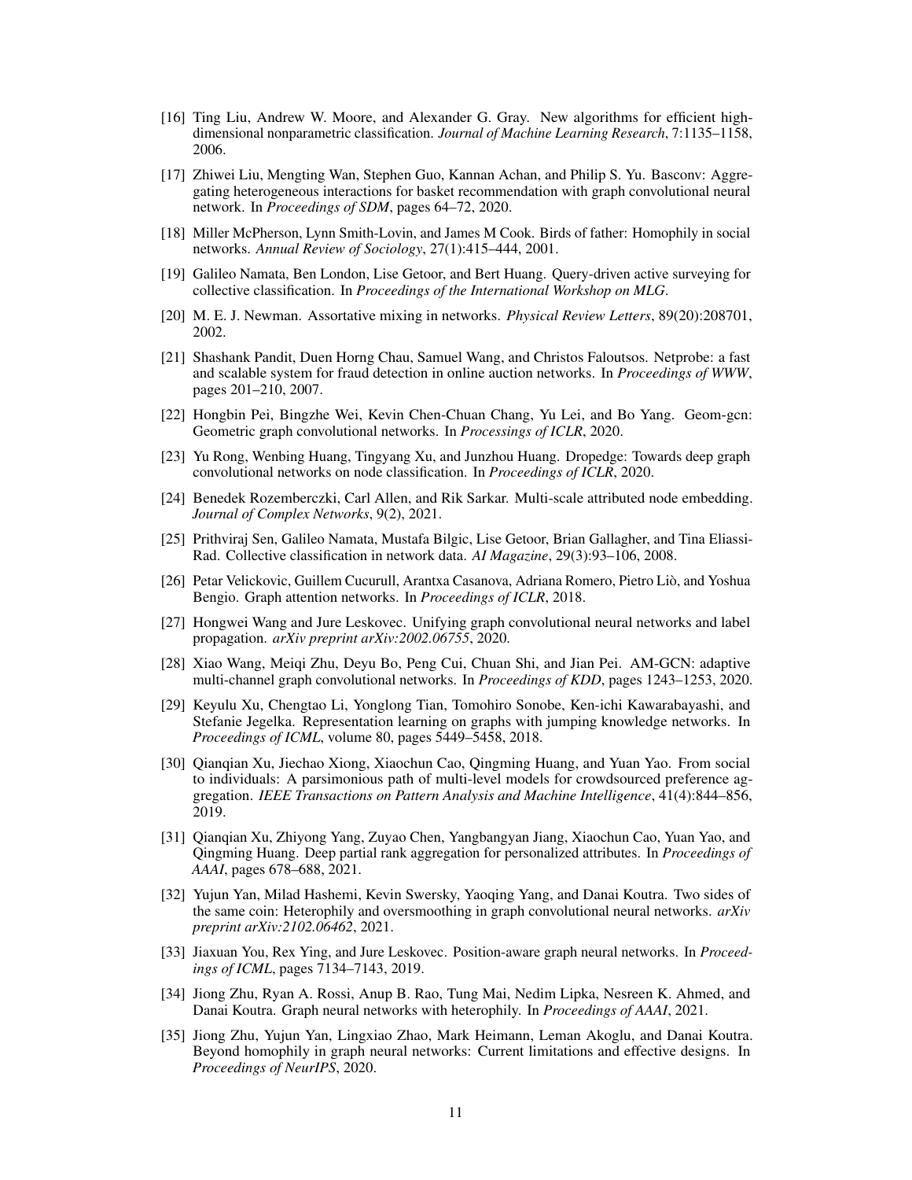[16] Ting Liu, Andrew W. Moore, and Alexander G. Gray. New algorithms for efficient high-dimensional nonparametric classification. *Journal of Machine Learning Research*, 7:1135–1158, 2006.

[17] Zhiwei Liu, Mengting Wan, Stephen Guo, Kannan Achan, and Philip S. Yu. Basconv: Aggregating heterogeneous interactions for basket recommendation with graph convolutional neural network. In *Proceedings of SDM*, pages 64–72, 2020.

[18] Miller McPherson, Lynn Smith-Lovin, and James M Cook. Birds of father: Homophily in social networks. *Annual Review of Sociology*, 27(1):415–444, 2001.

[19] Galileo Namata, Ben London, Lise Getoor, and Bert Huang. Query-driven active surveying for collective classification. In *Proceedings of the International Workshop on MLG*.

[20] M. E. J. Newman. Assortative mixing in networks. *Physical Review Letters*, 89(20):208701, 2002.

[21] Shashank Pandit, Duen Horng Chau, Samuel Wang, and Christos Faloutsos. Netprobe: a fast and scalable system for fraud detection in online auction networks. In *Proceedings of WWW*, pages 201–210, 2007.

[22] Hongbin Pei, Bingzhe Wei, Kevin Chen-Chuan Chang, Yu Lei, and Bo Yang. Geom-gcn: Geometric graph convolutional networks. In *Processings of ICLR*, 2020.

[23] Yu Rong, Wenbing Huang, Tingyang Xu, and Junzhou Huang. Dropedge: Towards deep graph convolutional networks on node classification. In *Proceedings of ICLR*, 2020.

[24] Benedek Rozemberczki, Carl Allen, and Rik Sarkar. Multi-scale attributed node embedding. *Journal of Complex Networks*, 9(2), 2021.

[25] Prithviraj Sen, Galileo Namata, Mustafa Bilgic, Lise Getoor, Brian Gallagher, and Tina Eliassi-Rad. Collective classification in network data. *AI Magazine*, 29(3):93–106, 2008.

[26] Petar Velickovic, Guillem Cucurull, Arantxa Casanova, Adriana Romero, Pietro Liò, and Yoshua Bengio. Graph attention networks. In *Proceedings of ICLR*, 2018.

[27] Hongwei Wang and Jure Leskovec. Unifying graph convolutional neural networks and label propagation. *arXiv preprint arXiv:2002.06755*, 2020.

[28] Xiao Wang, Meiqi Zhu, Deyu Bo, Peng Cui, Chuan Shi, and Jian Pei. AM-GCN: adaptive multi-channel graph convolutional networks. In *Proceedings of KDD*, pages 1243–1253, 2020.

[29] Keyulu Xu, Chengtao Li, Yonglong Tian, Tomohiro Sonobe, Ken-ichi Kawarabayashi, and Stefanie Jegelka. Representation learning on graphs with jumping knowledge networks. In *Proceedings of ICML*, volume 80, pages 5449–5458, 2018.

[30] Qianqian Xu, Jiechao Xiong, Xiaochun Cao, Qingming Huang, and Yuan Yao. From social to individuals: A parsimonious path of multi-level models for crowdsourced preference aggregation. *IEEE Transactions on Pattern Analysis and Machine Intelligence*, 41(4):844–856, 2019.

[31] Qianqian Xu, Zhiyong Yang, Zuyao Chen, Yangbangyan Jiang, Xiaochun Cao, Yuan Yao, and Qingming Huang. Deep partial rank aggregation for personalized attributes. In *Proceedings of AAAI*, pages 678–688, 2021.

[32] Yujun Yan, Milad Hashemi, Kevin Swersky, Yaoqing Yang, and Danai Koutra. Two sides of the same coin: Heterophily and oversmoothing in graph convolutional neural networks. *arXiv preprint arXiv:2102.06462*, 2021.

[33] Jiaxuan You, Rex Ying, and Jure Leskovec. Position-aware graph neural networks. In *Proceedings of ICML*, pages 7134–7143, 2019.

[34] Jiong Zhu, Ryan A. Rossi, Anup B. Rao, Tung Mai, Nedim Lipka, Nesreen K. Ahmed, and Danai Koutra. Graph neural networks with heterophily. In *Proceedings of AAAI*, 2021.

[35] Jiong Zhu, Yujun Yan, Lingxiao Zhao, Mark Heimann, Leman Akoglu, and Danai Koutra. Beyond homophily in graph neural networks: Current limitations and effective designs. In *Proceedings of NeurIPS*, 2020.